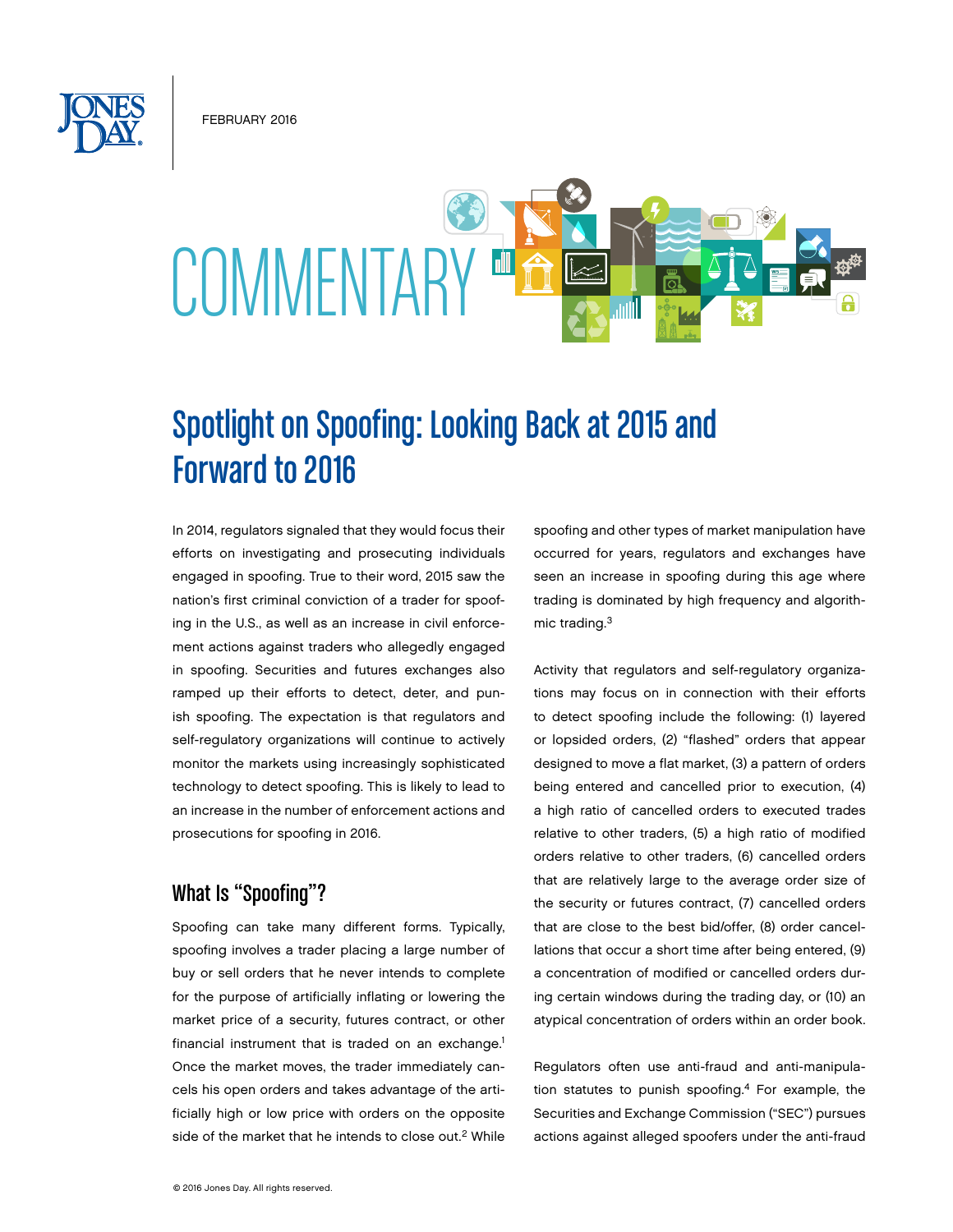FEBRUARY 2016

COMMENTARY

# Spotlight on Spoofing: Looking Back at 2015 and Forward to 2016

In 2014, regulators signaled that they would focus their efforts on investigating and prosecuting individuals engaged in spoofing. True to their word, 2015 saw the nation's first criminal conviction of a trader for spoofing in the U.S., as well as an increase in civil enforcement actions against traders who allegedly engaged in spoofing. Securities and futures exchanges also ramped up their efforts to detect, deter, and punish spoofing. The expectation is that regulators and self-regulatory organizations will continue to actively monitor the markets using increasingly sophisticated technology to detect spoofing. This is likely to lead to an increase in the number of enforcement actions and prosecutions for spoofing in 2016.

## What Is "Spoofing"?

Spoofing can take many different forms. Typically, spoofing involves a trader placing a large number of buy or sell orders that he never intends to complete for the purpose of artificially inflating or lowering the market price of a security, futures contract, or other financial instrument that is traded on an exchange.[1] Once the market moves, the trader immediately cancels his open orders and takes advantage of the artificially high or low price with orders on the opposite side of the market that he intends to close out.[2] While spoofing and other types of market manipulation have occurred for years, regulators and exchanges have seen an increase in spoofing during this age where trading is dominated by high frequency and algorithmic trading.[3]

Activity that regulators and self-regulatory organizations may focus on in connection with their efforts to detect spoofing include the following: (1) layered or lopsided orders, (2) "flashed" orders that appear designed to move a flat market, (3) a pattern of orders being entered and cancelled prior to execution, (4) a high ratio of cancelled orders to executed trades relative to other traders, (5) a high ratio of modified orders relative to other traders, (6) cancelled orders that are relatively large to the average order size of the security or futures contract, (7) cancelled orders that are close to the best bid/offer, (8) order cancellations that occur a short time after being entered, (9) a concentration of modified or cancelled orders during certain windows during the trading day, or (10) an atypical concentration of orders within an order book.

Regulators often use anti-fraud and anti-manipulation statutes to punish spoofing.[4] For example, the Securities and Exchange Commission ("SEC") pursues actions against alleged spoofers under the anti-fraud

© 2016 Jones Day. All rights reserved.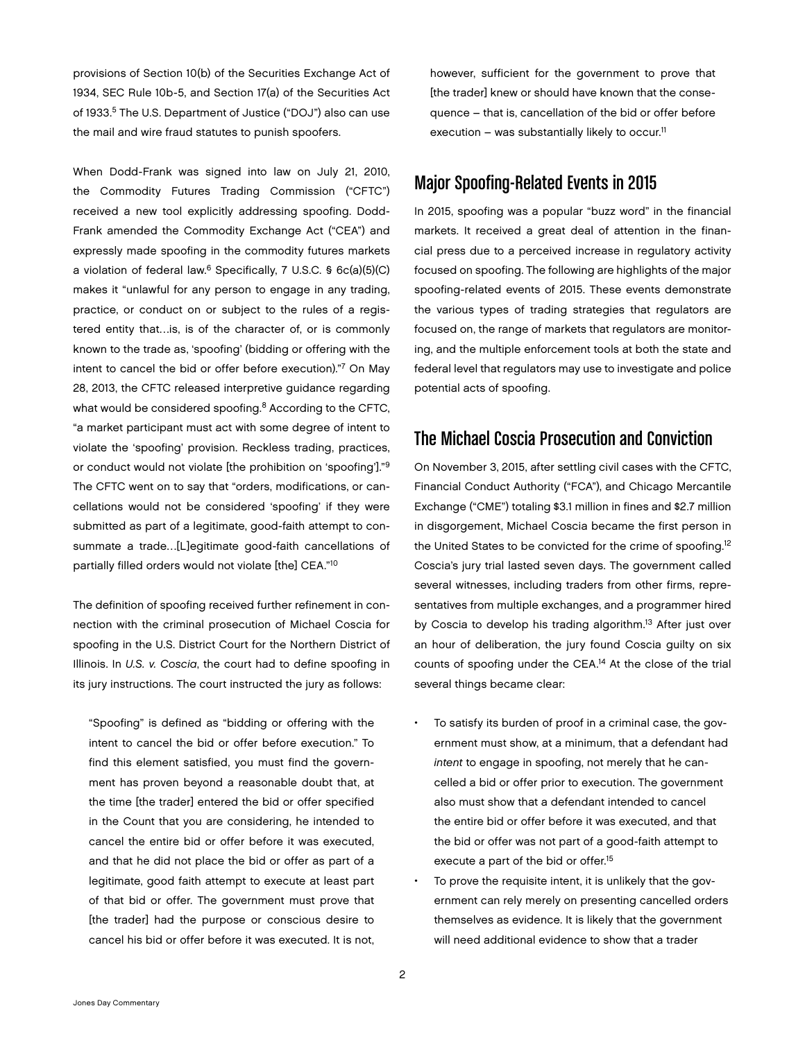provisions of Section 10(b) of the Securities Exchange Act of 1934, SEC Rule 10b-5, and Section 17(a) of the Securities Act of 1933.[5] The U.S. Department of Justice ("DOJ") also can use the mail and wire fraud statutes to punish spoofers.

When Dodd-Frank was signed into law on July 21, 2010, the Commodity Futures Trading Commission ("CFTC") received a new tool explicitly addressing spoofing. Dodd-Frank amended the Commodity Exchange Act ("CEA") and expressly made spoofing in the commodity futures markets a violation of federal law.[6] Specifically, 7 U.S.C. § 6c(a)(5)(C) makes it "unlawful for any person to engage in any trading, practice, or conduct on or subject to the rules of a registered entity that…is, is of the character of, or is commonly known to the trade as, 'spoofing' (bidding or offering with the intent to cancel the bid or offer before execution)."[7] On May 28, 2013, the CFTC released interpretive guidance regarding what would be considered spoofing.[8] According to the CFTC, "a market participant must act with some degree of intent to violate the 'spoofing' provision. Reckless trading, practices, or conduct would not violate [the prohibition on 'spoofing']."[9] The CFTC went on to say that "orders, modifications, or cancellations would not be considered 'spoofing' if they were submitted as part of a legitimate, good-faith attempt to consummate a trade…[L]egitimate good-faith cancellations of partially filled orders would not violate [the] CEA."[10]

The definition of spoofing received further refinement in connection with the criminal prosecution of Michael Coscia for spoofing in the U.S. District Court for the Northern District of Illinois. In *U.S. v. Coscia*, the court had to define spoofing in its jury instructions. The court instructed the jury as follows:

> "Spoofing" is defined as "bidding or offering with the intent to cancel the bid or offer before execution." To find this element satisfied, you must find the government has proven beyond a reasonable doubt that, at the time [the trader] entered the bid or offer specified in the Count that you are considering, he intended to cancel the entire bid or offer before it was executed, and that he did not place the bid or offer as part of a legitimate, good faith attempt to execute at least part of that bid or offer. The government must prove that [the trader] had the purpose or conscious desire to cancel his bid or offer before it was executed. It is not, however, sufficient for the government to prove that [the trader] knew or should have known that the consequence – that is, cancellation of the bid or offer before execution – was substantially likely to occur.[11]

## Major Spoofing-Related Events in 2015

In 2015, spoofing was a popular "buzz word" in the financial markets. It received a great deal of attention in the financial press due to a perceived increase in regulatory activity focused on spoofing. The following are highlights of the major spoofing-related events of 2015. These events demonstrate the various types of trading strategies that regulators are focused on, the range of markets that regulators are monitoring, and the multiple enforcement tools at both the state and federal level that regulators may use to investigate and police potential acts of spoofing.

## The Michael Coscia Prosecution and Conviction

On November 3, 2015, after settling civil cases with the CFTC, Financial Conduct Authority ("FCA"), and Chicago Mercantile Exchange ("CME") totaling $3.1 million in fines and $2.7 million in disgorgement, Michael Coscia became the first person in the United States to be convicted for the crime of spoofing.[12] Coscia's jury trial lasted seven days. The government called several witnesses, including traders from other firms, representatives from multiple exchanges, and a programmer hired by Coscia to develop his trading algorithm.[13] After just over an hour of deliberation, the jury found Coscia guilty on six counts of spoofing under the CEA.[14] At the close of the trial several things became clear:

- To satisfy its burden of proof in a criminal case, the government must show, at a minimum, that a defendant had *intent* to engage in spoofing, not merely that he cancelled a bid or offer prior to execution. The government also must show that a defendant intended to cancel the entire bid or offer before it was executed, and that the bid or offer was not part of a good-faith attempt to execute a part of the bid or offer.[15]
- To prove the requisite intent, it is unlikely that the government can rely merely on presenting cancelled orders themselves as evidence. It is likely that the government will need additional evidence to show that a trader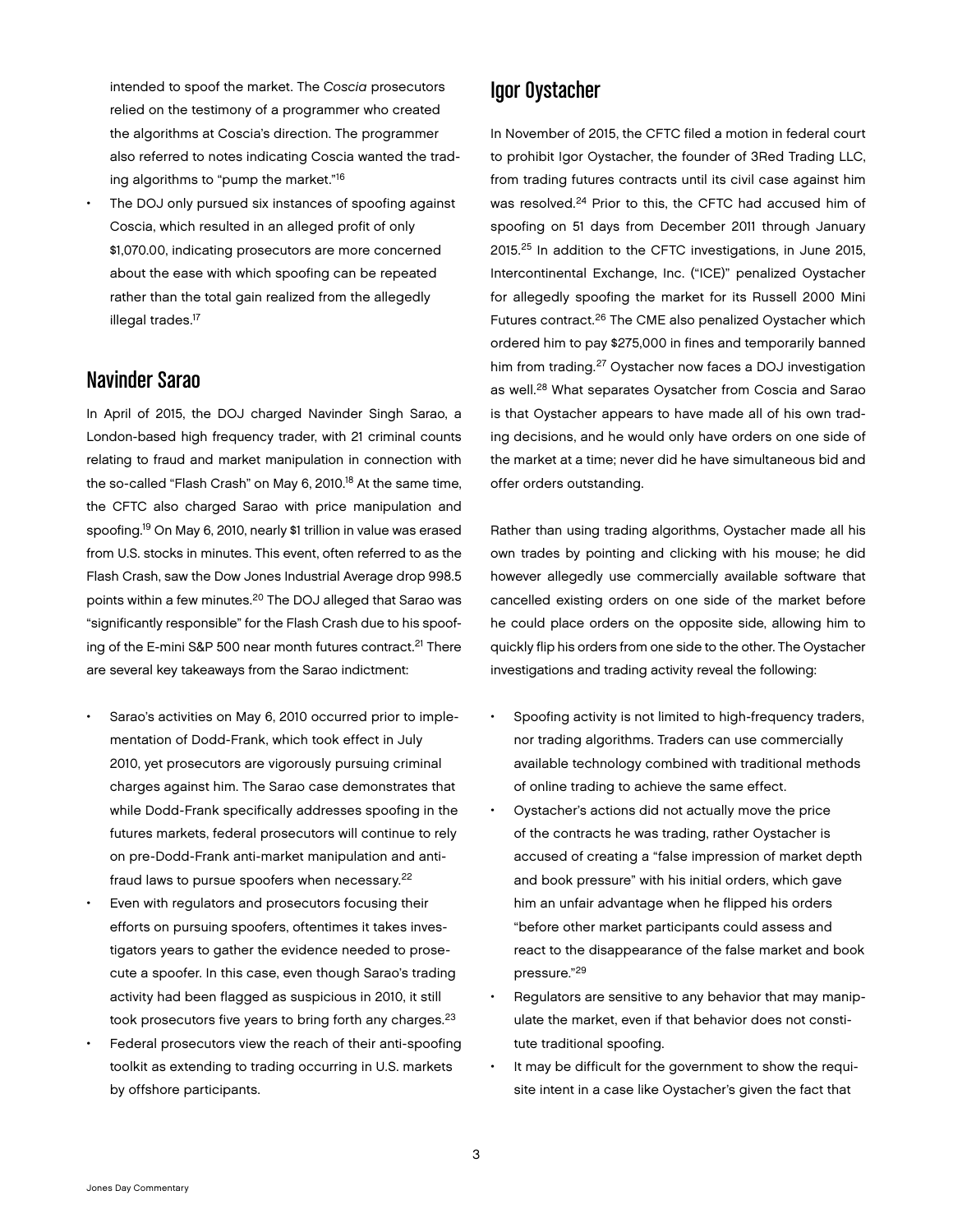intended to spoof the market. The *Coscia* prosecutors relied on the testimony of a programmer who created the algorithms at Coscia's direction. The programmer also referred to notes indicating Coscia wanted the trading algorithms to "pump the market."[16]
- The DOJ only pursued six instances of spoofing against Coscia, which resulted in an alleged profit of only $1,070.00, indicating prosecutors are more concerned about the ease with which spoofing can be repeated rather than the total gain realized from the allegedly illegal trades.[17]

## Navinder Sarao

In April of 2015, the DOJ charged Navinder Singh Sarao, a London-based high frequency trader, with 21 criminal counts relating to fraud and market manipulation in connection with the so-called "Flash Crash" on May 6, 2010.[18] At the same time, the CFTC also charged Sarao with price manipulation and spoofing.[19] On May 6, 2010, nearly $1 trillion in value was erased from U.S. stocks in minutes. This event, often referred to as the Flash Crash, saw the Dow Jones Industrial Average drop 998.5 points within a few minutes.[20] The DOJ alleged that Sarao was "significantly responsible" for the Flash Crash due to his spoofing of the E-mini S&P 500 near month futures contract.[21] There are several key takeaways from the Sarao indictment:

- Sarao's activities on May 6, 2010 occurred prior to implementation of Dodd-Frank, which took effect in July 2010, yet prosecutors are vigorously pursuing criminal charges against him. The Sarao case demonstrates that while Dodd-Frank specifically addresses spoofing in the futures markets, federal prosecutors will continue to rely on pre-Dodd-Frank anti-market manipulation and anti-fraud laws to pursue spoofers when necessary.[22]
- Even with regulators and prosecutors focusing their efforts on pursuing spoofers, oftentimes it takes investigators years to gather the evidence needed to prosecute a spoofer. In this case, even though Sarao's trading activity had been flagged as suspicious in 2010, it still took prosecutors five years to bring forth any charges.[23]
- Federal prosecutors view the reach of their anti-spoofing toolkit as extending to trading occurring in U.S. markets by offshore participants.

## Igor Oystacher

In November of 2015, the CFTC filed a motion in federal court to prohibit Igor Oystacher, the founder of 3Red Trading LLC, from trading futures contracts until its civil case against him was resolved.[24] Prior to this, the CFTC had accused him of spoofing on 51 days from December 2011 through January 2015.[25] In addition to the CFTC investigations, in June 2015, Intercontinental Exchange, Inc. ("ICE)" penalized Oystacher for allegedly spoofing the market for its Russell 2000 Mini Futures contract.[26] The CME also penalized Oystacher which ordered him to pay $275,000 in fines and temporarily banned him from trading.[27] Oystacher now faces a DOJ investigation as well.[28] What separates Oysatcher from Coscia and Sarao is that Oystacher appears to have made all of his own trading decisions, and he would only have orders on one side of the market at a time; never did he have simultaneous bid and offer orders outstanding.

Rather than using trading algorithms, Oystacher made all his own trades by pointing and clicking with his mouse; he did however allegedly use commercially available software that cancelled existing orders on one side of the market before he could place orders on the opposite side, allowing him to quickly flip his orders from one side to the other. The Oystacher investigations and trading activity reveal the following:

- Spoofing activity is not limited to high-frequency traders, nor trading algorithms. Traders can use commercially available technology combined with traditional methods of online trading to achieve the same effect.
- Oystacher's actions did not actually move the price of the contracts he was trading, rather Oystacher is accused of creating a "false impression of market depth and book pressure" with his initial orders, which gave him an unfair advantage when he flipped his orders "before other market participants could assess and react to the disappearance of the false market and book pressure."[29]
- Regulators are sensitive to any behavior that may manipulate the market, even if that behavior does not constitute traditional spoofing.
- It may be difficult for the government to show the requisite intent in a case like Oystacher's given the fact that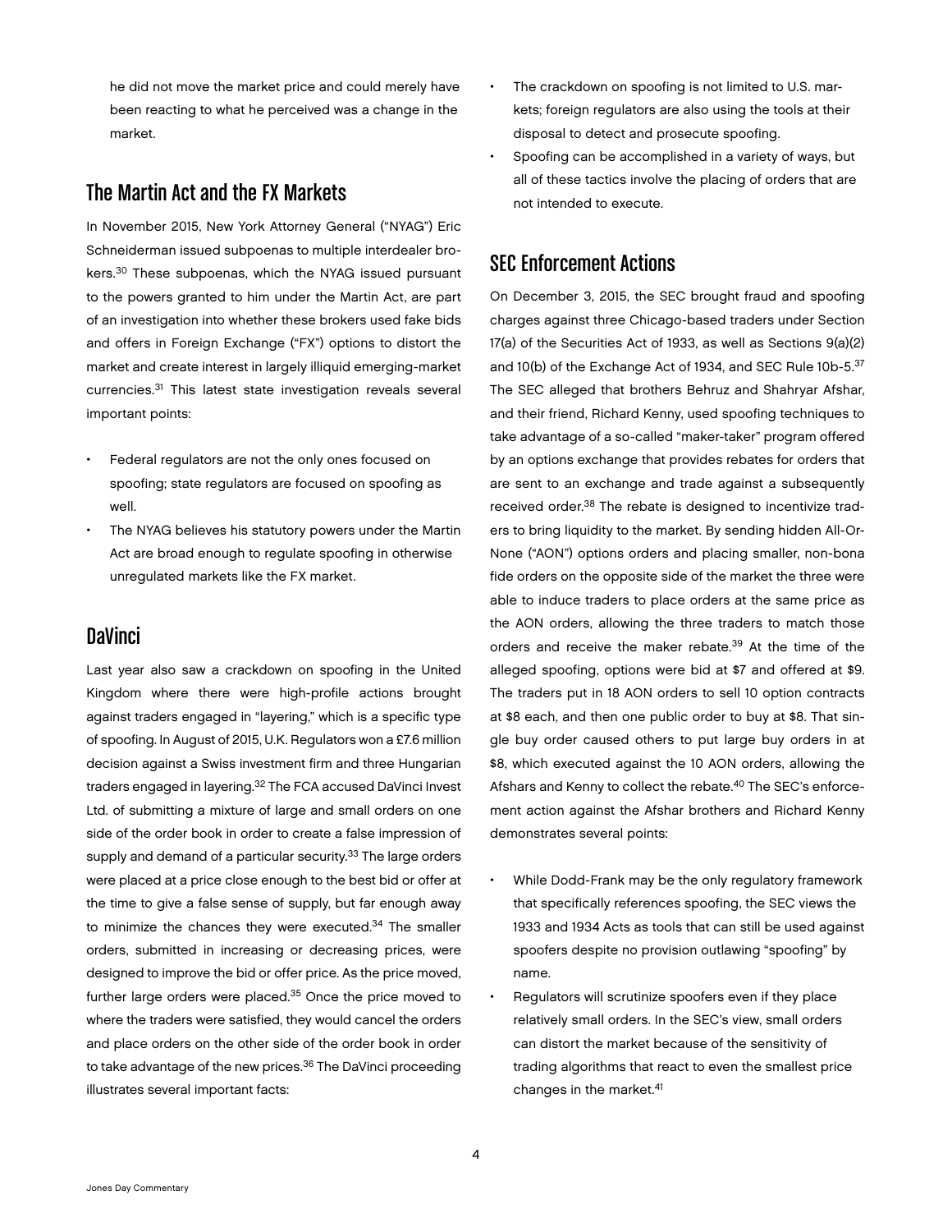he did not move the market price and could merely have been reacting to what he perceived was a change in the market.

## The Martin Act and the FX Markets

In November 2015, New York Attorney General ("NYAG") Eric Schneiderman issued subpoenas to multiple interdealer brokers.[30] These subpoenas, which the NYAG issued pursuant to the powers granted to him under the Martin Act, are part of an investigation into whether these brokers used fake bids and offers in Foreign Exchange ("FX") options to distort the market and create interest in largely illiquid emerging-market currencies.[31] This latest state investigation reveals several important points:

- Federal regulators are not the only ones focused on spoofing; state regulators are focused on spoofing as well.
- The NYAG believes his statutory powers under the Martin Act are broad enough to regulate spoofing in otherwise unregulated markets like the FX market.

## DaVinci

Last year also saw a crackdown on spoofing in the United Kingdom where there were high-profile actions brought against traders engaged in "layering," which is a specific type of spoofing. In August of 2015, U.K. Regulators won a £7.6 million decision against a Swiss investment firm and three Hungarian traders engaged in layering.[32] The FCA accused DaVinci Invest Ltd. of submitting a mixture of large and small orders on one side of the order book in order to create a false impression of supply and demand of a particular security.[33] The large orders were placed at a price close enough to the best bid or offer at the time to give a false sense of supply, but far enough away to minimize the chances they were executed.[34] The smaller orders, submitted in increasing or decreasing prices, were designed to improve the bid or offer price. As the price moved, further large orders were placed.[35] Once the price moved to where the traders were satisfied, they would cancel the orders and place orders on the other side of the order book in order to take advantage of the new prices.[36] The DaVinci proceeding illustrates several important facts:

- The crackdown on spoofing is not limited to U.S. markets; foreign regulators are also using the tools at their disposal to detect and prosecute spoofing.
- Spoofing can be accomplished in a variety of ways, but all of these tactics involve the placing of orders that are not intended to execute.

## SEC Enforcement Actions

On December 3, 2015, the SEC brought fraud and spoofing charges against three Chicago-based traders under Section 17(a) of the Securities Act of 1933, as well as Sections 9(a)(2) and 10(b) of the Exchange Act of 1934, and SEC Rule 10b-5.[37] The SEC alleged that brothers Behruz and Shahryar Afshar, and their friend, Richard Kenny, used spoofing techniques to take advantage of a so-called "maker-taker" program offered by an options exchange that provides rebates for orders that are sent to an exchange and trade against a subsequently received order.[38] The rebate is designed to incentivize traders to bring liquidity to the market. By sending hidden All-Or-None ("AON") options orders and placing smaller, non-bona fide orders on the opposite side of the market the three were able to induce traders to place orders at the same price as the AON orders, allowing the three traders to match those orders and receive the maker rebate.[39] At the time of the alleged spoofing, options were bid at $7 and offered at $9. The traders put in 18 AON orders to sell 10 option contracts at $8 each, and then one public order to buy at $8. That single buy order caused others to put large buy orders in at $8, which executed against the 10 AON orders, allowing the Afshars and Kenny to collect the rebate.[40] The SEC's enforcement action against the Afshar brothers and Richard Kenny demonstrates several points:

- While Dodd-Frank may be the only regulatory framework that specifically references spoofing, the SEC views the 1933 and 1934 Acts as tools that can still be used against spoofers despite no provision outlawing "spoofing" by name.
- Regulators will scrutinize spoofers even if they place relatively small orders. In the SEC's view, small orders can distort the market because of the sensitivity of trading algorithms that react to even the smallest price changes in the market.[41]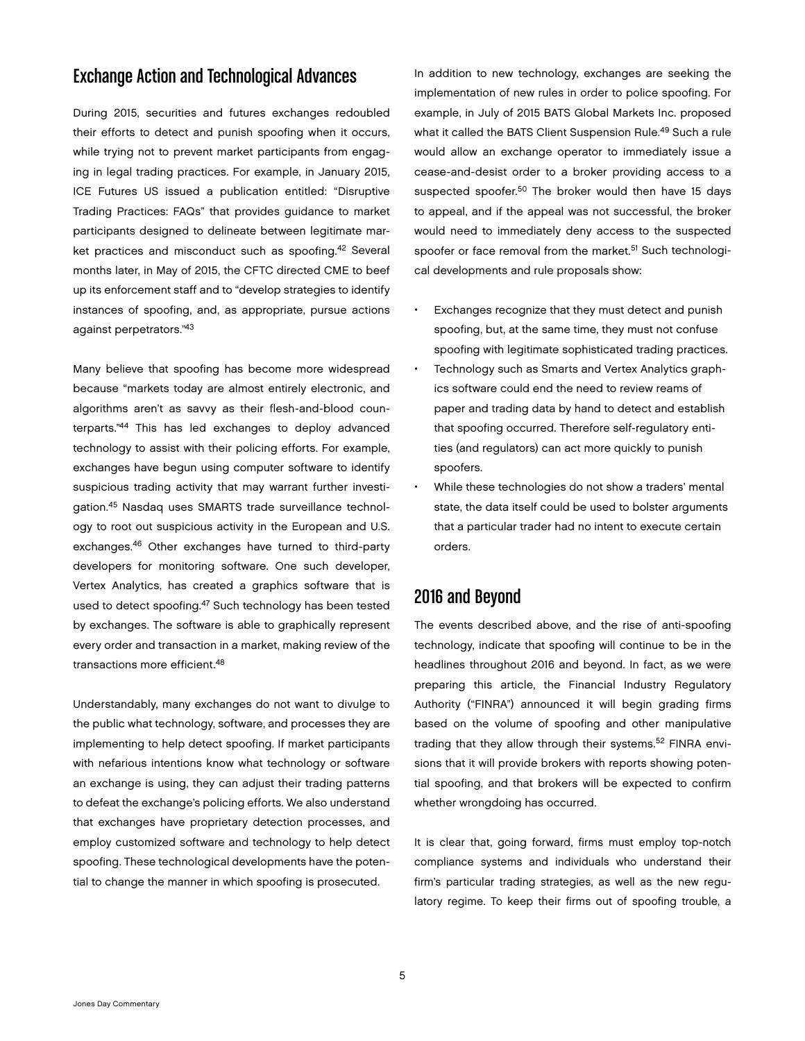## Exchange Action and Technological Advances

During 2015, securities and futures exchanges redoubled their efforts to detect and punish spoofing when it occurs, while trying not to prevent market participants from engaging in legal trading practices. For example, in January 2015, ICE Futures US issued a publication entitled: "Disruptive Trading Practices: FAQs" that provides guidance to market participants designed to delineate between legitimate market practices and misconduct such as spoofing.[42] Several months later, in May of 2015, the CFTC directed CME to beef up its enforcement staff and to "develop strategies to identify instances of spoofing, and, as appropriate, pursue actions against perpetrators."[43]

Many believe that spoofing has become more widespread because "markets today are almost entirely electronic, and algorithms aren't as savvy as their flesh-and-blood counterparts."[44] This has led exchanges to deploy advanced technology to assist with their policing efforts. For example, exchanges have begun using computer software to identify suspicious trading activity that may warrant further investigation.[45] Nasdaq uses SMARTS trade surveillance technology to root out suspicious activity in the European and U.S. exchanges.[46] Other exchanges have turned to third-party developers for monitoring software. One such developer, Vertex Analytics, has created a graphics software that is used to detect spoofing.[47] Such technology has been tested by exchanges. The software is able to graphically represent every order and transaction in a market, making review of the transactions more efficient.[48]

Understandably, many exchanges do not want to divulge to the public what technology, software, and processes they are implementing to help detect spoofing. If market participants with nefarious intentions know what technology or software an exchange is using, they can adjust their trading patterns to defeat the exchange's policing efforts. We also understand that exchanges have proprietary detection processes, and employ customized software and technology to help detect spoofing. These technological developments have the potential to change the manner in which spoofing is prosecuted.

In addition to new technology, exchanges are seeking the implementation of new rules in order to police spoofing. For example, in July of 2015 BATS Global Markets Inc. proposed what it called the BATS Client Suspension Rule.[49] Such a rule would allow an exchange operator to immediately issue a cease-and-desist order to a broker providing access to a suspected spoofer.[50] The broker would then have 15 days to appeal, and if the appeal was not successful, the broker would need to immediately deny access to the suspected spoofer or face removal from the market.[51] Such technological developments and rule proposals show:

- Exchanges recognize that they must detect and punish spoofing, but, at the same time, they must not confuse spoofing with legitimate sophisticated trading practices.
- Technology such as Smarts and Vertex Analytics graphics software could end the need to review reams of paper and trading data by hand to detect and establish that spoofing occurred. Therefore self-regulatory entities (and regulators) can act more quickly to punish spoofers.
- While these technologies do not show a traders' mental state, the data itself could be used to bolster arguments that a particular trader had no intent to execute certain orders.

## 2016 and Beyond

The events described above, and the rise of anti-spoofing technology, indicate that spoofing will continue to be in the headlines throughout 2016 and beyond. In fact, as we were preparing this article, the Financial Industry Regulatory Authority ("FINRA") announced it will begin grading firms based on the volume of spoofing and other manipulative trading that they allow through their systems.[52] FINRA envisions that it will provide brokers with reports showing potential spoofing, and that brokers will be expected to confirm whether wrongdoing has occurred.

It is clear that, going forward, firms must employ top-notch compliance systems and individuals who understand their firm's particular trading strategies, as well as the new regulatory regime. To keep their firms out of spoofing trouble, a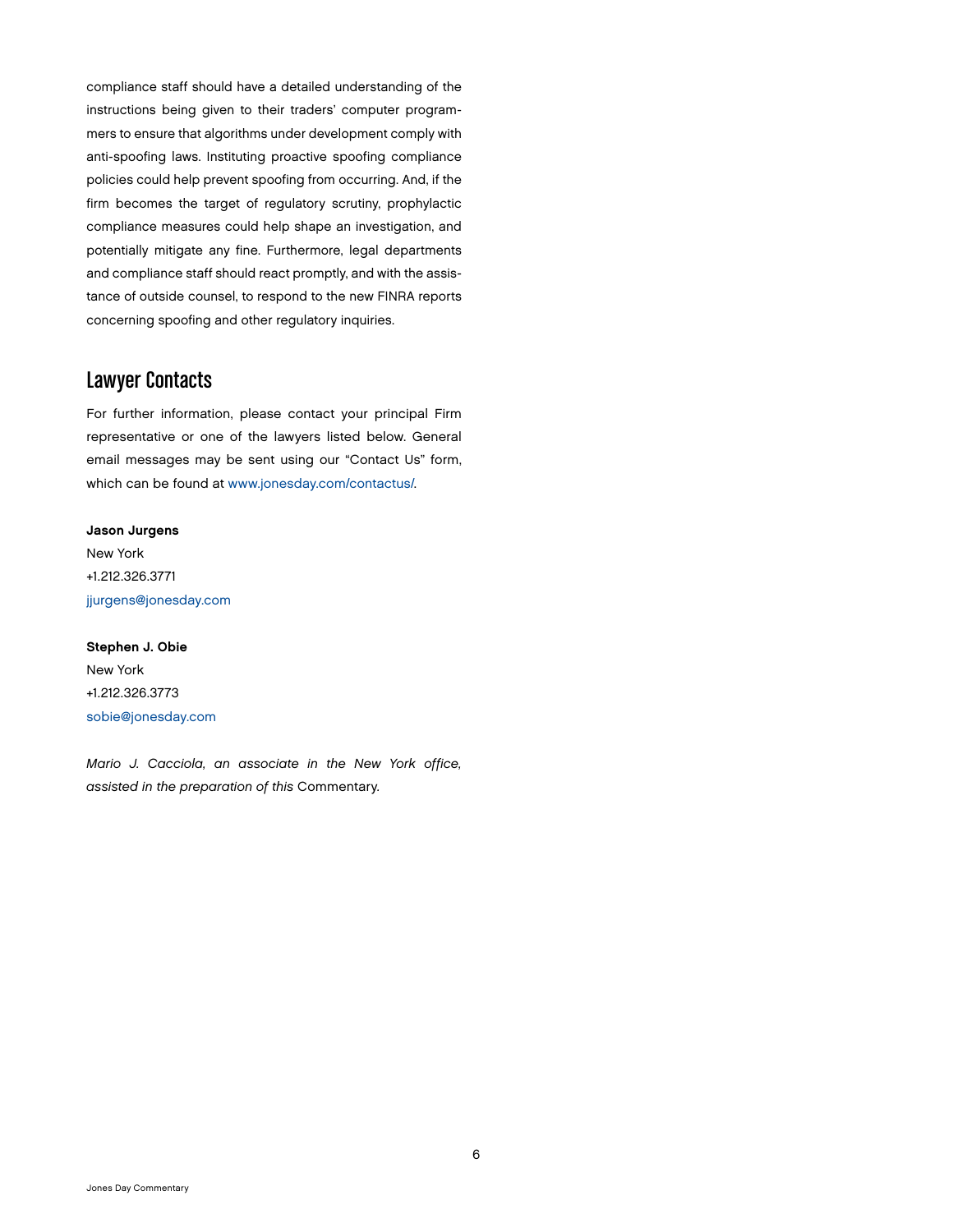compliance staff should have a detailed understanding of the instructions being given to their traders' computer programmers to ensure that algorithms under development comply with anti-spoofing laws. Instituting proactive spoofing compliance policies could help prevent spoofing from occurring. And, if the firm becomes the target of regulatory scrutiny, prophylactic compliance measures could help shape an investigation, and potentially mitigate any fine. Furthermore, legal departments and compliance staff should react promptly, and with the assistance of outside counsel, to respond to the new FINRA reports concerning spoofing and other regulatory inquiries.

## Lawyer Contacts

For further information, please contact your principal Firm representative or one of the lawyers listed below. General email messages may be sent using our "Contact Us" form, which can be found at www.jonesday.com/contactus/.

**Jason Jurgens**
New York
+1.212.326.3771
jjurgens@jonesday.com

**Stephen J. Obie**
New York
+1.212.326.3773
sobie@jonesday.com

*Mario J. Cacciola, an associate in the New York office, assisted in the preparation of this* Commentary.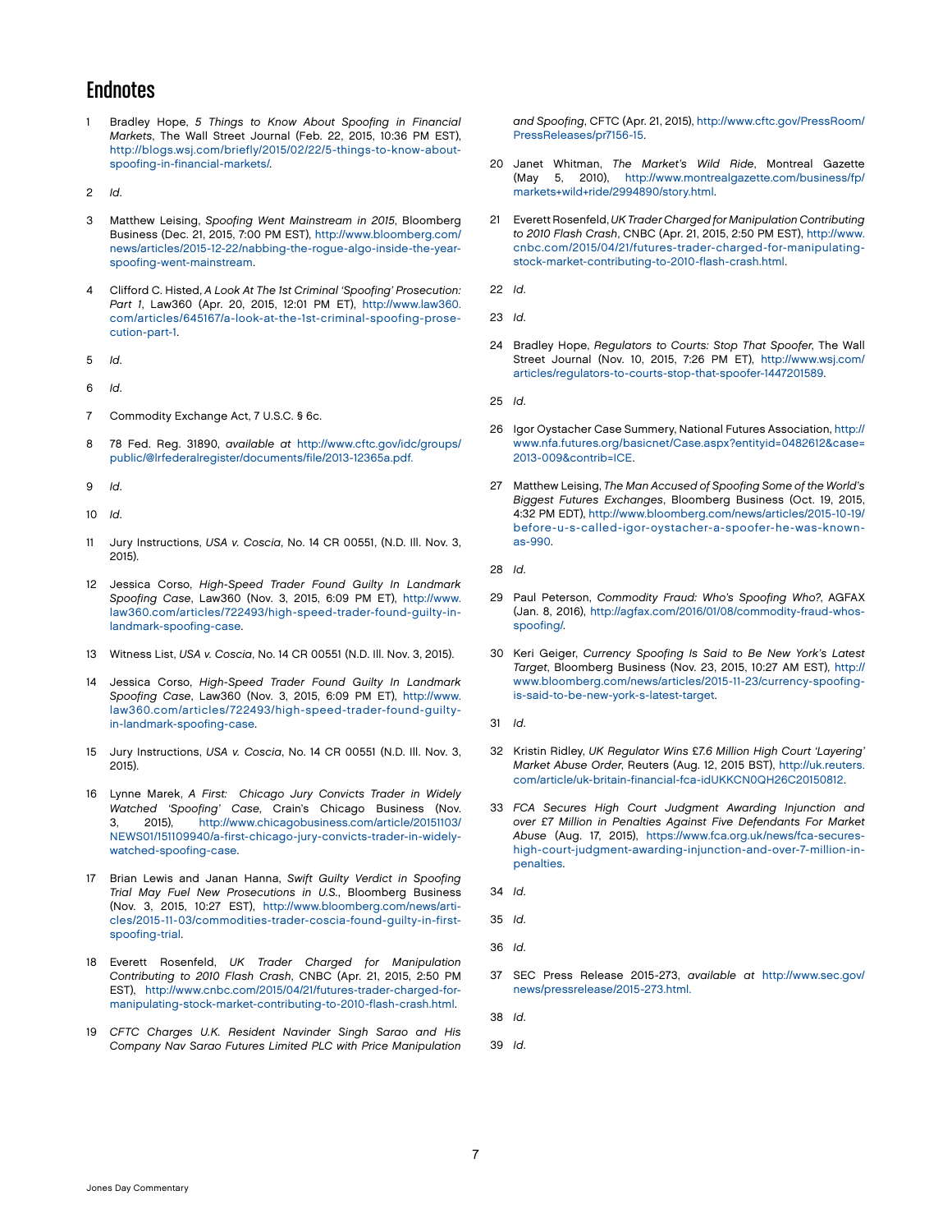# Endnotes

1. Bradley Hope, *5 Things to Know About Spoofing in Financial Markets*, The Wall Street Journal (Feb. 22, 2015, 10:36 PM EST), http://blogs.wsj.com/briefly/2015/02/22/5-things-to-know-about-spoofing-in-financial-markets/.

2. *Id.*

3. Matthew Leising, *Spoofing Went Mainstream in 2015*, Bloomberg Business (Dec. 21, 2015, 7:00 PM EST), http://www.bloomberg.com/news/articles/2015-12-22/nabbing-the-rogue-algo-inside-the-year-spoofing-went-mainstream.

4. Clifford C. Histed, *A Look At The 1st Criminal 'Spoofing' Prosecution: Part 1*, Law360 (Apr. 20, 2015, 12:01 PM ET), http://www.law360.com/articles/645167/a-look-at-the-1st-criminal-spoofing-prosecution-part-1.

5. *Id.*

6. *Id.*

7. Commodity Exchange Act, 7 U.S.C. § 6c.

8. 78 Fed. Reg. 31890, *available at* http://www.cftc.gov/idc/groups/public/@lrfederalregister/documents/file/2013-12365a.pdf.

9. *Id.*

10. *Id.*

11. Jury Instructions, *USA v. Coscia*, No. 14 CR 00551, (N.D. Ill. Nov. 3, 2015).

12. Jessica Corso, *High-Speed Trader Found Guilty In Landmark Spoofing Case*, Law360 (Nov. 3, 2015, 6:09 PM ET), http://www.law360.com/articles/722493/high-speed-trader-found-guilty-in-landmark-spoofing-case.

13. Witness List, *USA v. Coscia*, No. 14 CR 00551 (N.D. Ill. Nov. 3, 2015).

14. Jessica Corso, *High-Speed Trader Found Guilty In Landmark Spoofing Case*, Law360 (Nov. 3, 2015, 6:09 PM ET), http://www.law360.com/articles/722493/high-speed-trader-found-guilty-in-landmark-spoofing-case.

15. Jury Instructions, *USA v. Coscia*, No. 14 CR 00551 (N.D. Ill. Nov. 3, 2015).

16. Lynne Marek, *A First: Chicago Jury Convicts Trader in Widely Watched 'Spoofing' Case*, Crain's Chicago Business (Nov. 3, 2015), http://www.chicagobusiness.com/article/20151103/NEWS01/151109940/a-first-chicago-jury-convicts-trader-in-widely-watched-spoofing-case.

17. Brian Lewis and Janan Hanna, *Swift Guilty Verdict in Spoofing Trial May Fuel New Prosecutions in U.S.*, Bloomberg Business (Nov. 3, 2015, 10:27 EST), http://www.bloomberg.com/news/articles/2015-11-03/commodities-trader-coscia-found-guilty-in-first-spoofing-trial.

18. Everett Rosenfeld, *UK Trader Charged for Manipulation Contributing to 2010 Flash Crash*, CNBC (Apr. 21, 2015, 2:50 PM EST), http://www.cnbc.com/2015/04/21/futures-trader-charged-for-manipulating-stock-market-contributing-to-2010-flash-crash.html.

19. *CFTC Charges U.K. Resident Navinder Singh Sarao and His Company Nav Sarao Futures Limited PLC with Price Manipulation and Spoofing*, CFTC (Apr. 21, 2015), http://www.cftc.gov/PressRoom/PressReleases/pr7156-15.

20. Janet Whitman, *The Market's Wild Ride*, Montreal Gazette (May 5, 2010), http://www.montrealgazette.com/business/fp/markets+wild+ride/2994890/story.html.

21. Everett Rosenfeld, *UK Trader Charged for Manipulation Contributing to 2010 Flash Crash*, CNBC (Apr. 21, 2015, 2:50 PM EST), http://www.cnbc.com/2015/04/21/futures-trader-charged-for-manipulating-stock-market-contributing-to-2010-flash-crash.html.

22. *Id.*

23. *Id.*

24. Bradley Hope, *Regulators to Courts: Stop That Spoofer*, The Wall Street Journal (Nov. 10, 2015, 7:26 PM ET), http://www.wsj.com/articles/regulators-to-courts-stop-that-spoofer-1447201589.

25. *Id.*

26. Igor Oystacher Case Summery, National Futures Association, http://www.nfa.futures.org/basicnet/Case.aspx?entityid=0482612&case=2013-009&contrib=ICE.

27. Matthew Leising, *The Man Accused of Spoofing Some of the World's Biggest Futures Exchanges*, Bloomberg Business (Oct. 19, 2015, 4:32 PM EDT), http://www.bloomberg.com/news/articles/2015-10-19/before-u-s-called-igor-oystacher-a-spoofer-he-was-known-as-990.

28. *Id.*

29. Paul Peterson, *Commodity Fraud: Who's Spoofing Who?*, AGFAX (Jan. 8, 2016), http://agfax.com/2016/01/08/commodity-fraud-whos-spoofing/.

30. Keri Geiger, *Currency Spoofing Is Said to Be New York's Latest Target*, Bloomberg Business (Nov. 23, 2015, 10:27 AM EST), http://www.bloomberg.com/news/articles/2015-11-23/currency-spoofing-is-said-to-be-new-york-s-latest-target.

31. *Id.*

32. Kristin Ridley, *UK Regulator Wins £7.6 Million High Court 'Layering' Market Abuse Order*, Reuters (Aug. 12, 2015 BST), http://uk.reuters.com/article/uk-britain-financial-fca-idUKKCN0QH26C20150812.

33. *FCA Secures High Court Judgment Awarding Injunction and over £7 Million in Penalties Against Five Defendants For Market Abuse* (Aug. 17, 2015), https://www.fca.org.uk/news/fca-secures-high-court-judgment-awarding-injunction-and-over-7-million-in-penalties.

34. *Id.*

35. *Id.*

36. *Id.*

37. SEC Press Release 2015-273, *available at* http://www.sec.gov/news/pressrelease/2015-273.html.

38. *Id.*

39. *Id.*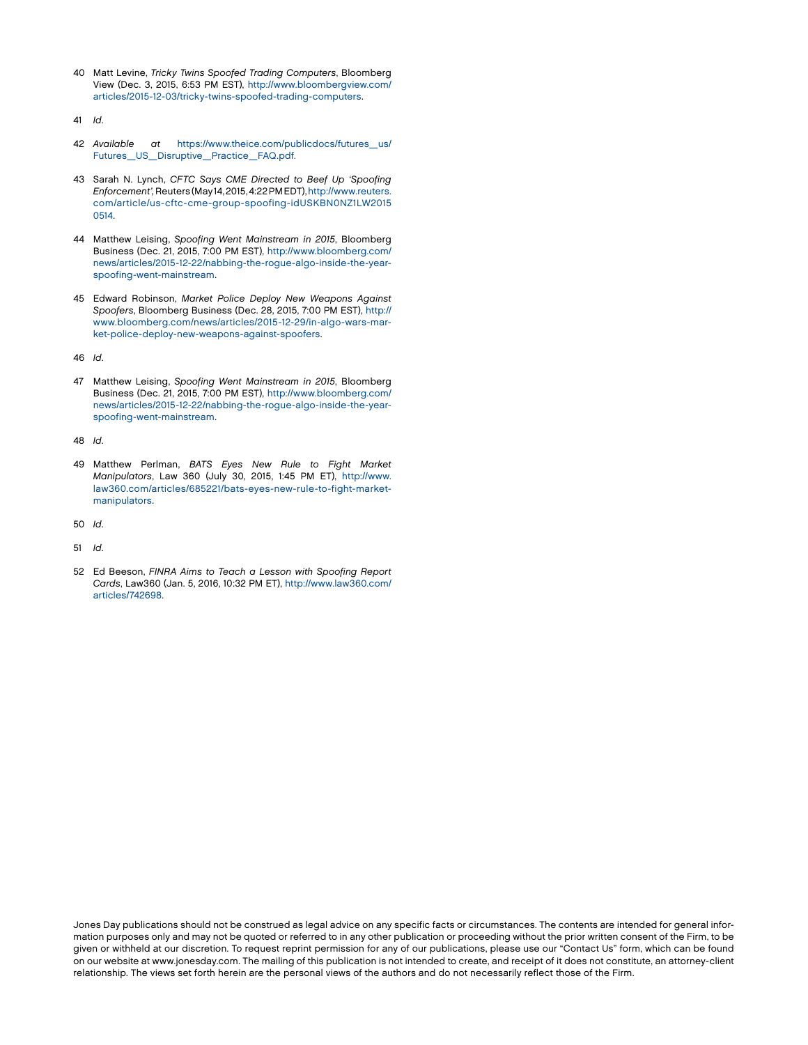40 Matt Levine, *Tricky Twins Spoofed Trading Computers*, Bloomberg View (Dec. 3, 2015, 6:53 PM EST), http://www.bloombergview.com/articles/2015-12-03/tricky-twins-spoofed-trading-computers.

41 *Id*.

42 *Available at* https://www.theice.com/publicdocs/futures_us/Futures_US_Disruptive_Practice_FAQ.pdf.

43 Sarah N. Lynch, *CFTC Says CME Directed to Beef Up 'Spoofing Enforcement'*, Reuters (May 14, 2015, 4:22 PM EDT), http://www.reuters.com/article/us-cftc-cme-group-spoofing-idUSKBN0NZ1LW20150514.

44 Matthew Leising, *Spoofing Went Mainstream in 2015*, Bloomberg Business (Dec. 21, 2015, 7:00 PM EST), http://www.bloomberg.com/news/articles/2015-12-22/nabbing-the-rogue-algo-inside-the-year-spoofing-went-mainstream.

45 Edward Robinson, *Market Police Deploy New Weapons Against Spoofers*, Bloomberg Business (Dec. 28, 2015, 7:00 PM EST), http://www.bloomberg.com/news/articles/2015-12-29/in-algo-wars-market-police-deploy-new-weapons-against-spoofers.

46 *Id*.

47 Matthew Leising, *Spoofing Went Mainstream in 2015*, Bloomberg Business (Dec. 21, 2015, 7:00 PM EST), http://www.bloomberg.com/news/articles/2015-12-22/nabbing-the-rogue-algo-inside-the-year-spoofing-went-mainstream.

48 *Id*.

49 Matthew Perlman, *BATS Eyes New Rule to Fight Market Manipulators*, Law 360 (July 30, 2015, 1:45 PM ET), http://www.law360.com/articles/685221/bats-eyes-new-rule-to-fight-market-manipulators.

50 *Id*.

51 *Id*.

52 Ed Beeson, *FINRA Aims to Teach a Lesson with Spoofing Report Cards*, Law360 (Jan. 5, 2016, 10:32 PM ET), http://www.law360.com/articles/742698.

Jones Day publications should not be construed as legal advice on any specific facts or circumstances. The contents are intended for general information purposes only and may not be quoted or referred to in any other publication or proceeding without the prior written consent of the Firm, to be given or withheld at our discretion. To request reprint permission for any of our publications, please use our "Contact Us" form, which can be found on our website at www.jonesday.com. The mailing of this publication is not intended to create, and receipt of it does not constitute, an attorney-client relationship. The views set forth herein are the personal views of the authors and do not necessarily reflect those of the Firm.